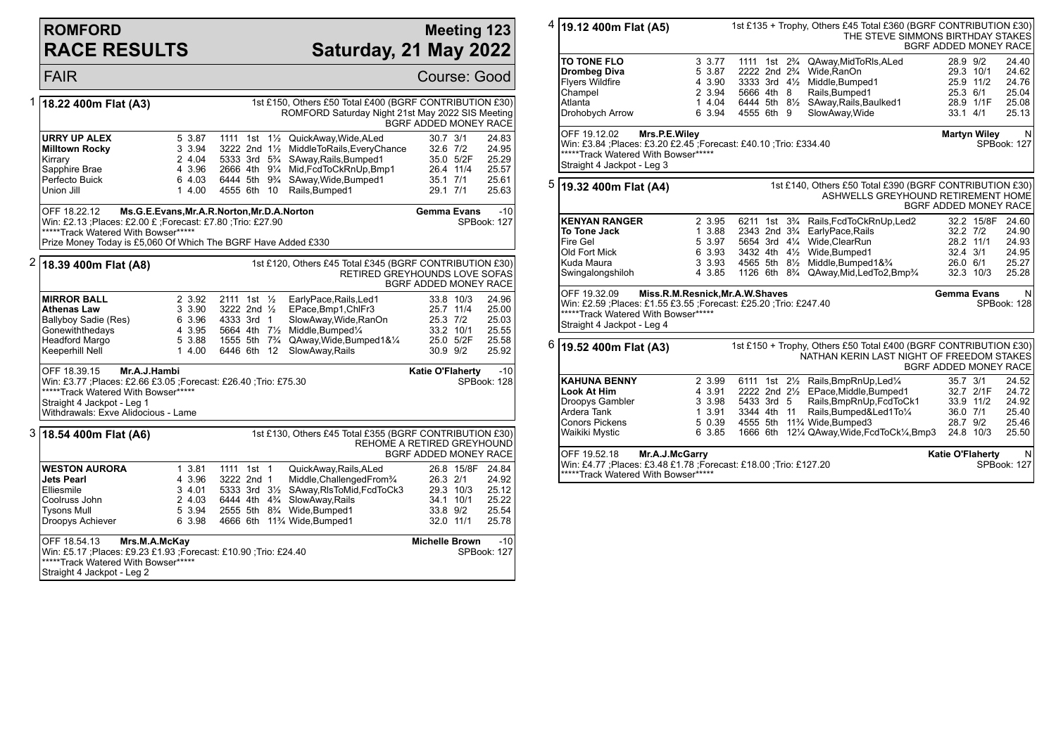# ROMFORD RACE RESULTS

## Meeting 123 — Saturday, 21 May 2022

FAIR — Course: Good

### 1 — 18.22 400m Flat (A3)

1st £150, Others £50 Total £400 (BGRF CONTRIBUTION £30)
ROMFORD Saturday Night 21st May 2022 SIS Meeting
BGRF ADDED MONEY RACE

| Greyhound | Trap | Split | Bends | Pos | Dist | Remarks | Wt | SP | Time |
|---|---|---|---|---|---|---|---|---|---|
| URRY UP ALEX | 5 | 3.87 | 1111 | 1st | 1½ | QuickAway,Wide,ALed | 30.7 | 3/1 | 24.83 |
| Milltown Rocky | 3 | 3.94 | 3222 | 2nd | 1½ | MiddleToRails,EveryChance | 32.6 | 7/2 | 24.95 |
| Kirrary | 2 | 4.04 | 5333 | 3rd | 5¾ | SAway,Rails,Bumped1 | 35.0 | 5/2F | 25.29 |
| Sapphire Brae | 4 | 3.96 | 2666 | 4th | 9¼ | Mid,FcdToCkRnUp,Bmp1 | 26.4 | 11/4 | 25.57 |
| Perfecto Buick | 6 | 4.03 | 6444 | 5th | 9¾ | SAway,Wide,Bumped1 | 35.1 | 7/1 | 25.61 |
| Union Jill | 1 | 4.00 | 4555 | 6th | 10 | Rails,Bumped1 | 29.1 | 7/1 | 25.63 |

OFF 18.22.12 Ms.G.E.Evans,Mr.A.R.Norton,Mr.D.A.Norton — Gemma Evans -10
Win: £2.13 ;Places: £2.00 £ ;Forecast: £7.80 ;Trio: £27.90 — SPBook: 127
*****Track Watered With Bowser*****
Prize Money Today is £5,060 Of Which The BGRF Have Added £330

### 2 — 18.39 400m Flat (A8)

1st £120, Others £45 Total £345 (BGRF CONTRIBUTION £30)
RETIRED GREYHOUNDS LOVE SOFAS
BGRF ADDED MONEY RACE

| Greyhound | Trap | Split | Bends | Pos | Dist | Remarks | Wt | SP | Time |
|---|---|---|---|---|---|---|---|---|---|
| MIRROR BALL | 2 | 3.92 | 2111 | 1st | ½ | EarlyPace,Rails,Led1 | 33.8 | 10/3 | 24.96 |
| Athenas Law | 3 | 3.90 | 3222 | 2nd | ½ | EPace,Bmp1,ChlFr3 | 25.7 | 11/4 | 25.00 |
| Ballyboy Sadie (Res) | 6 | 3.96 | 4333 | 3rd | 1 | SlowAway,Wide,RanOn | 25.3 | 7/2 | 25.03 |
| Gonewiththedays | 4 | 3.95 | 5664 | 4th | 7½ | Middle,Bumped¼ | 33.2 | 10/1 | 25.55 |
| Headford Margo | 5 | 3.88 | 1555 | 5th | 7¾ | QAway,Wide,Bumped1&¼ | 25.0 | 5/2F | 25.58 |
| Keeperhill Nell | 1 | 4.00 | 6446 | 6th | 12 | SlowAway,Rails | 30.9 | 9/2 | 25.92 |

OFF 18.39.15 Mr.A.J.Hambi — Katie O'Flaherty -10
Win: £3.77 ;Places: £2.66 £3.05 ;Forecast: £26.40 ;Trio: £75.30 — SPBook: 128
*****Track Watered With Bowser*****
Straight 4 Jackpot - Leg 1
Withdrawals: Exve Alidocious - Lame

### 3 — 18.54 400m Flat (A6)

1st £130, Others £45 Total £355 (BGRF CONTRIBUTION £30)
REHOME A RETIRED GREYHOUND
BGRF ADDED MONEY RACE

| Greyhound | Trap | Split | Bends | Pos | Dist | Remarks | Wt | SP | Time |
|---|---|---|---|---|---|---|---|---|---|
| WESTON AURORA | 1 | 3.81 | 1111 | 1st | 1 | QuickAway,Rails,ALed | 26.8 | 15/8F | 24.84 |
| Jets Pearl | 4 | 3.96 | 3222 | 2nd | 1 | Middle,ChallengedFrom¾ | 26.3 | 2/1 | 24.92 |
| Elliesmile | 3 | 4.01 | 5333 | 3rd | 3½ | SAway,RlsToMid,FcdToCk3 | 29.3 | 10/3 | 25.12 |
| Coolruss John | 2 | 4.03 | 6444 | 4th | 4¾ | SlowAway,Rails | 34.1 | 10/1 | 25.22 |
| Tysons Mull | 5 | 3.94 | 2555 | 5th | 8¾ | Wide,Bumped1 | 33.8 | 9/2 | 25.54 |
| Droopys Achiever | 6 | 3.98 | 4666 | 6th | 11¾ | Wide,Bumped1 | 32.0 | 11/1 | 25.78 |

OFF 18.54.13 Mrs.M.A.McKay — Michelle Brown -10
Win: £5.17 ;Places: £9.23 £1.93 ;Forecast: £10.90 ;Trio: £24.40 — SPBook: 127
*****Track Watered With Bowser*****
Straight 4 Jackpot - Leg 2

### 4 — 19.12 400m Flat (A5)

1st £135 + Trophy, Others £45 Total £360 (BGRF CONTRIBUTION £30)
THE STEVE SIMMONS BIRTHDAY STAKES
BGRF ADDED MONEY RACE

| Greyhound | Trap | Split | Bends | Pos | Dist | Remarks | Wt | SP | Time |
|---|---|---|---|---|---|---|---|---|---|
| TO TONE FLO | 3 | 3.77 | 1111 | 1st | 2¾ | QAway,MidToRls,ALed | 28.9 | 9/2 | 24.40 |
| Drombeg Diva | 5 | 3.87 | 2222 | 2nd | 2¾ | Wide,RanOn | 29.3 | 10/1 | 24.62 |
| Flyers Wildfire | 4 | 3.90 | 3333 | 3rd | 4½ | Middle,Bumped1 | 25.9 | 11/2 | 24.76 |
| Champel | 2 | 3.94 | 5666 | 4th | 8 | Rails,Bumped1 | 25.3 | 6/1 | 25.04 |
| Atlanta | 1 | 4.04 | 6444 | 5th | 8½ | SAway,Rails,Baulked1 | 28.9 | 1/1F | 25.08 |
| Drohobych Arrow | 6 | 3.94 | 4555 | 6th | 9 | SlowAway,Wide | 33.1 | 4/1 | 25.13 |

OFF 19.12.02 Mrs.P.E.Wiley — Martyn Wiley N
Win: £3.84 ;Places: £3.20 £2.45 ;Forecast: £40.10 ;Trio: £334.40 — SPBook: 127
*****Track Watered With Bowser*****
Straight 4 Jackpot - Leg 3

### 5 — 19.32 400m Flat (A4)

1st £140, Others £50 Total £390 (BGRF CONTRIBUTION £30)
ASHWELLS GREYHOUND RETIREMENT HOME
BGRF ADDED MONEY RACE

| Greyhound | Trap | Split | Bends | Pos | Dist | Remarks | Wt | SP | Time |
|---|---|---|---|---|---|---|---|---|---|
| KENYAN RANGER | 2 | 3.95 | 6211 | 1st | 3¾ | Rails,FcdToCkRnUp,Led2 | 32.2 | 15/8F | 24.60 |
| To Tone Jack | 1 | 3.88 | 2343 | 2nd | 3¾ | EarlyPace,Rails | 32.2 | 7/2 | 24.90 |
| Fire Gel | 5 | 3.97 | 5654 | 3rd | 4¼ | Wide,ClearRun | 28.2 | 11/1 | 24.93 |
| Old Fort Mick | 6 | 3.93 | 3432 | 4th | 4½ | Wide,Bumped1 | 32.4 | 3/1 | 24.95 |
| Kuda Maura | 3 | 3.93 | 4565 | 5th | 8½ | Middle,Bumped1&¾ | 26.0 | 6/1 | 25.27 |
| Swingalongshiloh | 4 | 3.85 | 1126 | 6th | 8¾ | QAway,Mid,LedTo2,Bmp¾ | 32.3 | 10/3 | 25.28 |

OFF 19.32.09 Miss.R.M.Resnick,Mr.A.W.Shaves — Gemma Evans N
Win: £2.59 ;Places: £1.55 £3.55 ;Forecast: £25.20 ;Trio: £247.40 — SPBook: 128
*****Track Watered With Bowser*****
Straight 4 Jackpot - Leg 4

### 6 — 19.52 400m Flat (A3)

1st £150 + Trophy, Others £50 Total £400 (BGRF CONTRIBUTION £30)
NATHAN KERIN LAST NIGHT OF FREEDOM STAKES
BGRF ADDED MONEY RACE

| Greyhound | Trap | Split | Bends | Pos | Dist | Remarks | Wt | SP | Time |
|---|---|---|---|---|---|---|---|---|---|
| KAHUNA BENNY | 2 | 3.99 | 6111 | 1st | 2½ | Rails,BmpRnUp,Led¼ | 35.7 | 3/1 | 24.52 |
| Look At Him | 4 | 3.91 | 2222 | 2nd | 2½ | EPace,Middle,Bumped1 | 32.7 | 2/1F | 24.72 |
| Droopys Gambler | 3 | 3.98 | 5433 | 3rd | 5 | Rails,BmpRnUp,FcdToCk1 | 33.9 | 11/2 | 24.92 |
| Ardera Tank | 1 | 3.91 | 3344 | 4th | 11 | Rails,Bumped&Led1To¼ | 36.0 | 7/1 | 25.40 |
| Conors Pickens | 5 | 0.39 | 4555 | 5th | 11¾ | Wide,Bumped3 | 28.7 | 9/2 | 25.46 |
| Waikiki Mystic | 6 | 3.85 | 1666 | 6th | 12¼ | QAway,Wide,FcdToCk¼,Bmp3 | 24.8 | 10/3 | 25.50 |

OFF 19.52.18 Mr.A.J.McGarry — Katie O'Flaherty N
Win: £4.77 ;Places: £3.48 £1.78 ;Forecast: £18.00 ;Trio: £127.20 — SPBook: 127
*****Track Watered With Bowser*****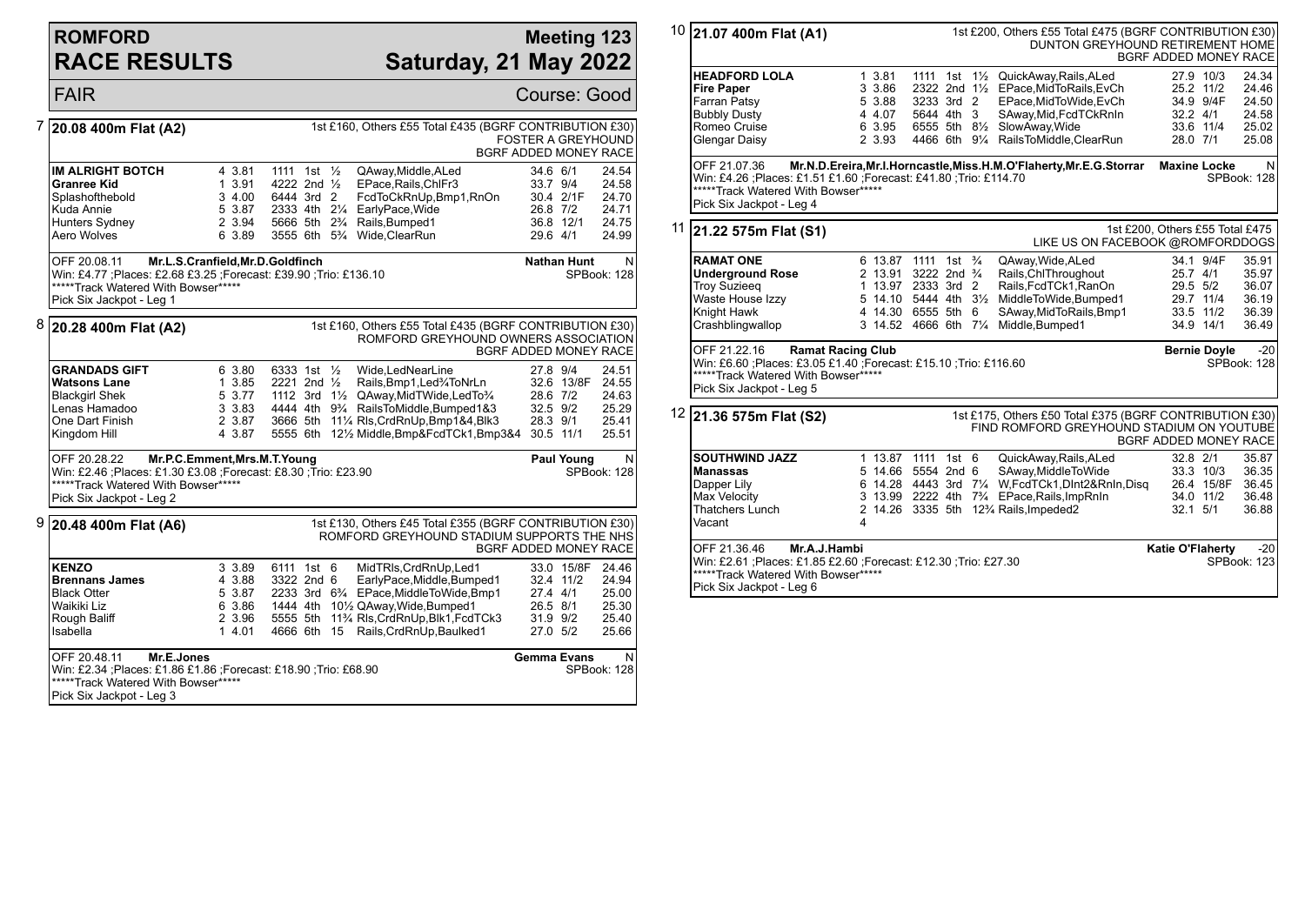# ROMFORD RACE RESULTS

## Meeting 123 — Saturday, 21 May 2022

FAIR — Course: Good

### 7 — 20.08 400m Flat (A2)

1st £160, Others £55 Total £435 (BGRF CONTRIBUTION £30)
FOSTER A GREYHOUND
BGRF ADDED MONEY RACE

| Greyhound | Trap | Sect | Bends | Fin | Dist | Remarks | Wght | SP | Time |
|---|---|---|---|---|---|---|---|---|---|
| **IM ALRIGHT BOTCH** | 4 | 3.81 | 1111 | 1st | ½ | QAway,Middle,ALed | 34.6 | 6/1 | 24.54 |
| **Granree Kid** | 1 | 3.91 | 4222 | 2nd | ½ | EPace,Rails,ChlFr3 | 33.7 | 9/4 | 24.58 |
| Splashofthebold | 3 | 4.00 | 6444 | 3rd | 2 | FcdToCkRnUp,Bmp1,RnOn | 30.4 | 2/1F | 24.70 |
| Kuda Annie | 5 | 3.87 | 2333 | 4th | 2¼ | EarlyPace,Wide | 26.8 | 7/2 | 24.71 |
| Hunters Sydney | 2 | 3.94 | 5666 | 5th | 2¾ | Rails,Bumped1 | 36.8 | 12/1 | 24.75 |
| Aero Wolves | 6 | 3.89 | 3555 | 6th | 5¾ | Wide,ClearRun | 29.6 | 4/1 | 24.99 |

OFF 20.08.11 Mr.L.S.Cranfield,Mr.D.Goldfinch — Nathan Hunt — N
Win: £4.77 ;Places: £2.68 £3.25 ;Forecast: £39.90 ;Trio: £136.10 — SPBook: 128
*****Track Watered With Bowser*****
Pick Six Jackpot - Leg 1

### 8 — 20.28 400m Flat (A2)

1st £160, Others £55 Total £435 (BGRF CONTRIBUTION £30)
ROMFORD GREYHOUND OWNERS ASSOCIATION
BGRF ADDED MONEY RACE

| Greyhound | Trap | Sect | Bends | Fin | Dist | Remarks | Wght | SP | Time |
|---|---|---|---|---|---|---|---|---|---|
| **GRANDADS GIFT** | 6 | 3.80 | 6333 | 1st | ½ | Wide,LedNearLine | 27.8 | 9/4 | 24.51 |
| **Watsons Lane** | 1 | 3.85 | 2221 | 2nd | ½ | Rails,Bmp1,Led¾ToNrLn | 32.6 | 13/8F | 24.55 |
| Blackgirl Shek | 5 | 3.77 | 1112 | 3rd | 1½ | QAway,MidTWide,LedTo¾ | 28.6 | 7/2 | 24.63 |
| Lenas Hamadoo | 3 | 3.83 | 4444 | 4th | 9¾ | RailsToMiddle,Bumped1&3 | 32.5 | 9/2 | 25.29 |
| One Dart Finish | 2 | 3.87 | 3666 | 5th | 11¼ | Rls,CrdRnUp,Bmp1&4,Blk3 | 28.3 | 9/1 | 25.41 |
| Kingdom Hill | 4 | 3.87 | 5555 | 6th | 12½ | Middle,Bmp&FcdTCk1,Bmp3&4 | 30.5 | 11/1 | 25.51 |

OFF 20.28.22 Mr.P.C.Emment,Mrs.M.T.Young — Paul Young — N
Win: £2.46 ;Places: £1.30 £3.08 ;Forecast: £8.30 ;Trio: £23.90 — SPBook: 128
*****Track Watered With Bowser*****
Pick Six Jackpot - Leg 2

### 9 — 20.48 400m Flat (A6)

1st £130, Others £45 Total £355 (BGRF CONTRIBUTION £30)
ROMFORD GREYHOUND STADIUM SUPPORTS THE NHS
BGRF ADDED MONEY RACE

| Greyhound | Trap | Sect | Bends | Fin | Dist | Remarks | Wght | SP | Time |
|---|---|---|---|---|---|---|---|---|---|
| **KENZO** | 3 | 3.89 | 6111 | 1st | 6 | MidTRls,CrdRnUp,Led1 | 33.0 | 15/8F | 24.46 |
| **Brennans James** | 4 | 3.88 | 3322 | 2nd | 6 | EarlyPace,Middle,Bumped1 | 32.4 | 11/2 | 24.94 |
| Black Otter | 5 | 3.87 | 2233 | 3rd | 6¾ | EPace,MiddleToWide,Bmp1 | 27.4 | 4/1 | 25.00 |
| Waikiki Liz | 6 | 3.86 | 1444 | 4th | 10½ | QAway,Wide,Bumped1 | 26.5 | 8/1 | 25.30 |
| Rough Baliff | 2 | 3.96 | 5555 | 5th | 11¾ | Rls,CrdRnUp,Blk1,FcdTCk3 | 31.9 | 9/2 | 25.40 |
| Isabella | 1 | 4.01 | 4666 | 6th | 15 | Rails,CrdRnUp,Baulked1 | 27.0 | 5/2 | 25.66 |

OFF 20.48.11 Mr.E.Jones — Gemma Evans — N
Win: £2.34 ;Places: £1.86 £1.86 ;Forecast: £18.90 ;Trio: £68.90 — SPBook: 128
*****Track Watered With Bowser*****
Pick Six Jackpot - Leg 3

### 10 — 21.07 400m Flat (A1)

1st £200, Others £55 Total £475 (BGRF CONTRIBUTION £30)
DUNTON GREYHOUND RETIREMENT HOME
BGRF ADDED MONEY RACE

| Greyhound | Trap | Sect | Bends | Fin | Dist | Remarks | Wght | SP | Time |
|---|---|---|---|---|---|---|---|---|---|
| **HEADFORD LOLA** | 1 | 3.81 | 1111 | 1st | 1½ | QuickAway,Rails,ALed | 27.9 | 10/3 | 24.34 |
| **Fire Paper** | 3 | 3.86 | 2322 | 2nd | 1½ | EPace,MidToRails,EvCh | 25.2 | 11/2 | 24.46 |
| Farran Patsy | 5 | 3.88 | 3233 | 3rd | 2 | EPace,MidToWide,EvCh | 34.9 | 9/4F | 24.50 |
| Bubbly Dusty | 4 | 4.07 | 5644 | 4th | 3 | SAway,Mid,FcdTCkRnIn | 32.2 | 4/1 | 24.58 |
| Romeo Cruise | 6 | 3.95 | 6555 | 5th | 8½ | SlowAway,Wide | 33.6 | 11/4 | 25.02 |
| Glengar Daisy | 2 | 3.93 | 4466 | 6th | 9¼ | RailsToMiddle,ClearRun | 28.0 | 7/1 | 25.08 |

OFF 21.07.36 Mr.N.D.Ereira,Mr.I.Horncastle,Miss.H.M.O'Flaherty,Mr.E.G.Storrar — Maxine Locke — N
Win: £4.26 ;Places: £1.51 £1.60 ;Forecast: £41.80 ;Trio: £114.70 — SPBook: 128
*****Track Watered With Bowser*****
Pick Six Jackpot - Leg 4

### 11 — 21.22 575m Flat (S1)

1st £200, Others £55 Total £475
LIKE US ON FACEBOOK @ROMFORDDOGS

| Greyhound | Trap | Sect | Bends | Fin | Dist | Remarks | Wght | SP | Time |
|---|---|---|---|---|---|---|---|---|---|
| **RAMAT ONE** | 6 | 13.87 | 1111 | 1st | ¾ | QAway,Wide,ALed | 34.1 | 9/4F | 35.91 |
| **Underground Rose** | 2 | 13.91 | 3222 | 2nd | ¾ | Rails,ChlThroughout | 25.7 | 4/1 | 35.97 |
| Troy Suzieeq | 1 | 13.97 | 2333 | 3rd | 2 | Rails,FcdTCk1,RanOn | 29.5 | 5/2 | 36.07 |
| Waste House Izzy | 5 | 14.10 | 5444 | 4th | 3½ | MiddleToWide,Bumped1 | 29.7 | 11/4 | 36.19 |
| Knight Hawk | 4 | 14.30 | 6555 | 5th | 6 | SAway,MidToRails,Bmp1 | 33.5 | 11/2 | 36.39 |
| Crashblingwallop | 3 | 14.52 | 4666 | 6th | 7¼ | Middle,Bumped1 | 34.9 | 14/1 | 36.49 |

OFF 21.22.16 Ramat Racing Club — Bernie Doyle — -20
Win: £6.60 ;Places: £3.05 £1.40 ;Forecast: £15.10 ;Trio: £116.60 — SPBook: 128
*****Track Watered With Bowser*****
Pick Six Jackpot - Leg 5

### 12 — 21.36 575m Flat (S2)

1st £175, Others £50 Total £375 (BGRF CONTRIBUTION £30)
FIND ROMFORD GREYHOUND STADIUM ON YOUTUBE
BGRF ADDED MONEY RACE

| Greyhound | Trap | Sect | Bends | Fin | Dist | Remarks | Wght | SP | Time |
|---|---|---|---|---|---|---|---|---|---|
| **SOUTHWIND JAZZ** | 1 | 13.87 | 1111 | 1st | 6 | QuickAway,Rails,ALed | 32.8 | 2/1 | 35.87 |
| **Manassas** | 5 | 14.66 | 5554 | 2nd | 6 | SAway,MiddleToWide | 33.3 | 10/3 | 36.35 |
| Dapper Lily | 6 | 14.28 | 4443 | 3rd | 7¼ | W,FcdTCk1,DInt2&RnIn,Disq | 26.4 | 15/8F | 36.45 |
| Max Velocity | 3 | 13.99 | 2222 | 4th | 7¾ | EPace,Rails,ImpRnIn | 34.0 | 11/2 | 36.48 |
| Thatchers Lunch | 2 | 14.26 | 3335 | 5th | 12¾ | Rails,Impeded2 | 32.1 | 5/1 | 36.88 |
| Vacant | 4 | | | | | | | | |

OFF 21.36.46 Mr.A.J.Hambi — Katie O'Flaherty — -20
Win: £2.61 ;Places: £1.85 £2.60 ;Forecast: £12.30 ;Trio: £27.30 — SPBook: 123
*****Track Watered With Bowser*****
Pick Six Jackpot - Leg 6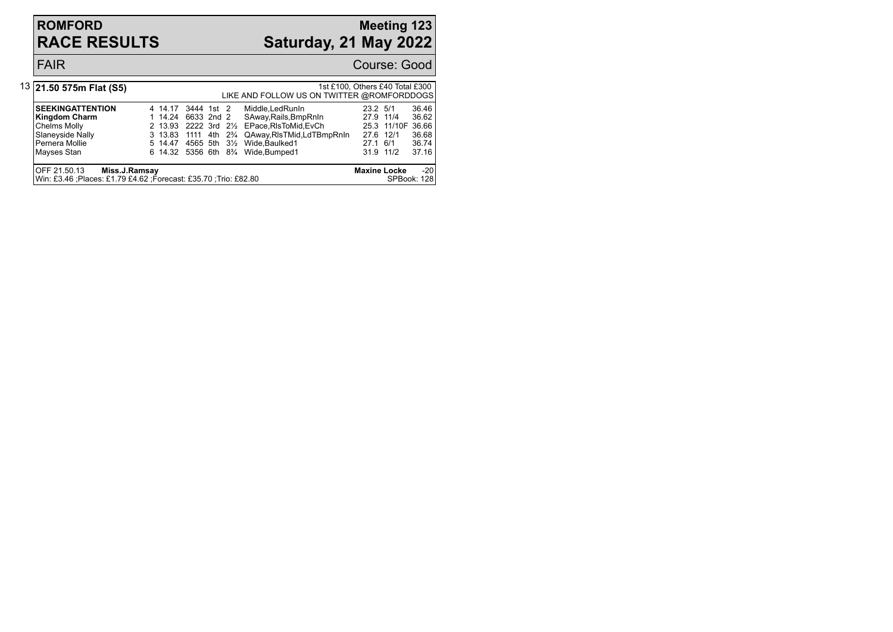# ROMFORD RACE RESULTS

## Meeting 123 Saturday, 21 May 2022

FAIR

Course: Good

13 **21.50 575m Flat (S5)**

1st £100, Others £40 Total £300

LIKE AND FOLLOW US ON TWITTER @ROMFORDDOGS

| | | | | | | | | | | |
|---|---|---|---|---|---|---|---|---|---|---|
| **SEEKINGATTENTION** | 4 | 14.17 | 3444 | 1st | 2 | Middle,LedRunIn | 23.2 | 5/1 | 36.46 |
| **Kingdom Charm** | 1 | 14.24 | 6633 | 2nd | 2 | SAway,Rails,BmpRnIn | 27.9 | 11/4 | 36.62 |
| Chelms Molly | 2 | 13.93 | 2222 | 3rd | 2½ | EPace,RlsToMid,EvCh | 25.3 | 11/10F | 36.66 |
| Slaneyside Nally | 3 | 13.83 | 1111 | 4th | 2¾ | QAway,RlsTMid,LdTBmpRnIn | 27.6 | 12/1 | 36.68 |
| Pernera Mollie | 5 | 14.47 | 4565 | 5th | 3½ | Wide,Baulked1 | 27.1 | 6/1 | 36.74 |
| Mayses Stan | 6 | 14.32 | 5356 | 6th | 8¾ | Wide,Bumped1 | 31.9 | 11/2 | 37.16 |

OFF 21.50.13 **Miss.J.Ramsay** **Maxine Locke** -20

Win: £3.46 ;Places: £1.79 £4.62 ;Forecast: £35.70 ;Trio: £82.80 SPBook: 128